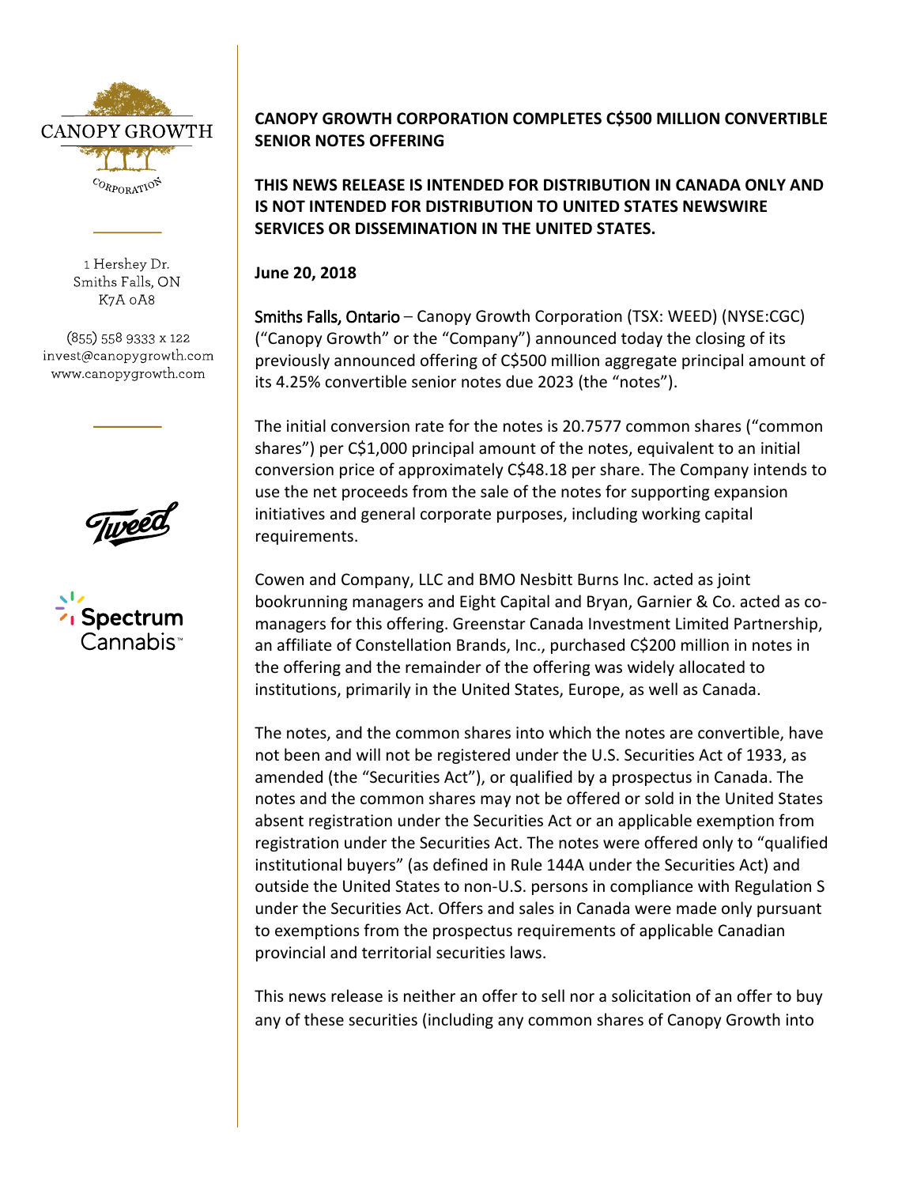CANOPY GROWTH

CORPORATION

1 Hershey Dr.
Smiths Falls, ON
K7A 0A8

(855) 558 9333 x 122
invest@canopygrowth.com
www.canopygrowth.com

Tweed

Spectrum Cannabis™

## CANOPY GROWTH CORPORATION COMPLETES C$500 MILLION CONVERTIBLE SENIOR NOTES OFFERING

**THIS NEWS RELEASE IS INTENDED FOR DISTRIBUTION IN CANADA ONLY AND IS NOT INTENDED FOR DISTRIBUTION TO UNITED STATES NEWSWIRE SERVICES OR DISSEMINATION IN THE UNITED STATES.**

**June 20, 2018**

Smiths Falls, Ontario – Canopy Growth Corporation (TSX: WEED) (NYSE:CGC) ("Canopy Growth" or the "Company") announced today the closing of its previously announced offering of C$500 million aggregate principal amount of its 4.25% convertible senior notes due 2023 (the "notes").

The initial conversion rate for the notes is 20.7577 common shares ("common shares") per C$1,000 principal amount of the notes, equivalent to an initial conversion price of approximately C$48.18 per share. The Company intends to use the net proceeds from the sale of the notes for supporting expansion initiatives and general corporate purposes, including working capital requirements.

Cowen and Company, LLC and BMO Nesbitt Burns Inc. acted as joint bookrunning managers and Eight Capital and Bryan, Garnier & Co. acted as co-managers for this offering. Greenstar Canada Investment Limited Partnership, an affiliate of Constellation Brands, Inc., purchased C$200 million in notes in the offering and the remainder of the offering was widely allocated to institutions, primarily in the United States, Europe, as well as Canada.

The notes, and the common shares into which the notes are convertible, have not been and will not be registered under the U.S. Securities Act of 1933, as amended (the "Securities Act"), or qualified by a prospectus in Canada. The notes and the common shares may not be offered or sold in the United States absent registration under the Securities Act or an applicable exemption from registration under the Securities Act. The notes were offered only to "qualified institutional buyers" (as defined in Rule 144A under the Securities Act) and outside the United States to non-U.S. persons in compliance with Regulation S under the Securities Act. Offers and sales in Canada were made only pursuant to exemptions from the prospectus requirements of applicable Canadian provincial and territorial securities laws.

This news release is neither an offer to sell nor a solicitation of an offer to buy any of these securities (including any common shares of Canopy Growth into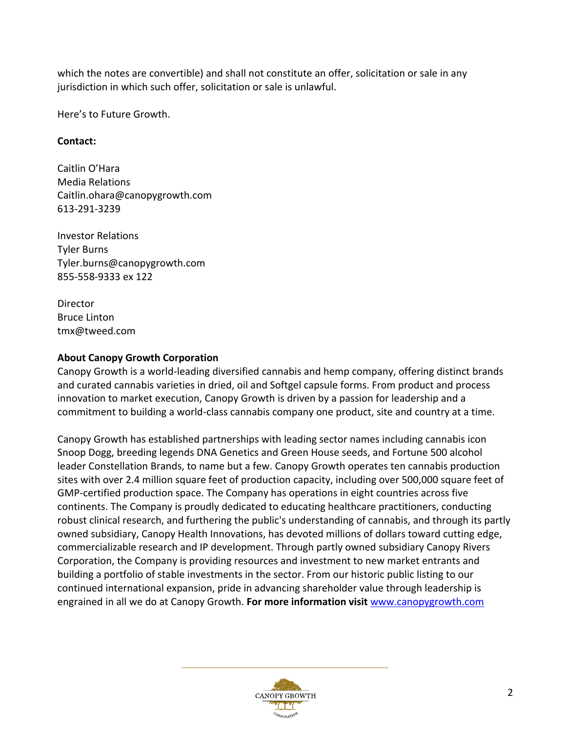which the notes are convertible) and shall not constitute an offer, solicitation or sale in any jurisdiction in which such offer, solicitation or sale is unlawful.

Here's to Future Growth.

**Contact:**

Caitlin O'Hara
Media Relations
Caitlin.ohara@canopygrowth.com
613-291-3239

Investor Relations
Tyler Burns
Tyler.burns@canopygrowth.com
855-558-9333 ex 122

Director
Bruce Linton
tmx@tweed.com

**About Canopy Growth Corporation**

Canopy Growth is a world-leading diversified cannabis and hemp company, offering distinct brands and curated cannabis varieties in dried, oil and Softgel capsule forms. From product and process innovation to market execution, Canopy Growth is driven by a passion for leadership and a commitment to building a world-class cannabis company one product, site and country at a time.

Canopy Growth has established partnerships with leading sector names including cannabis icon Snoop Dogg, breeding legends DNA Genetics and Green House seeds, and Fortune 500 alcohol leader Constellation Brands, to name but a few. Canopy Growth operates ten cannabis production sites with over 2.4 million square feet of production capacity, including over 500,000 square feet of GMP-certified production space. The Company has operations in eight countries across five continents. The Company is proudly dedicated to educating healthcare practitioners, conducting robust clinical research, and furthering the public's understanding of cannabis, and through its partly owned subsidiary, Canopy Health Innovations, has devoted millions of dollars toward cutting edge, commercializable research and IP development. Through partly owned subsidiary Canopy Rivers Corporation, the Company is providing resources and investment to new market entrants and building a portfolio of stable investments in the sector. From our historic public listing to our continued international expansion, pride in advancing shareholder value through leadership is engrained in all we do at Canopy Growth. **For more information visit** [www.canopygrowth.com](http://www.canopygrowth.com)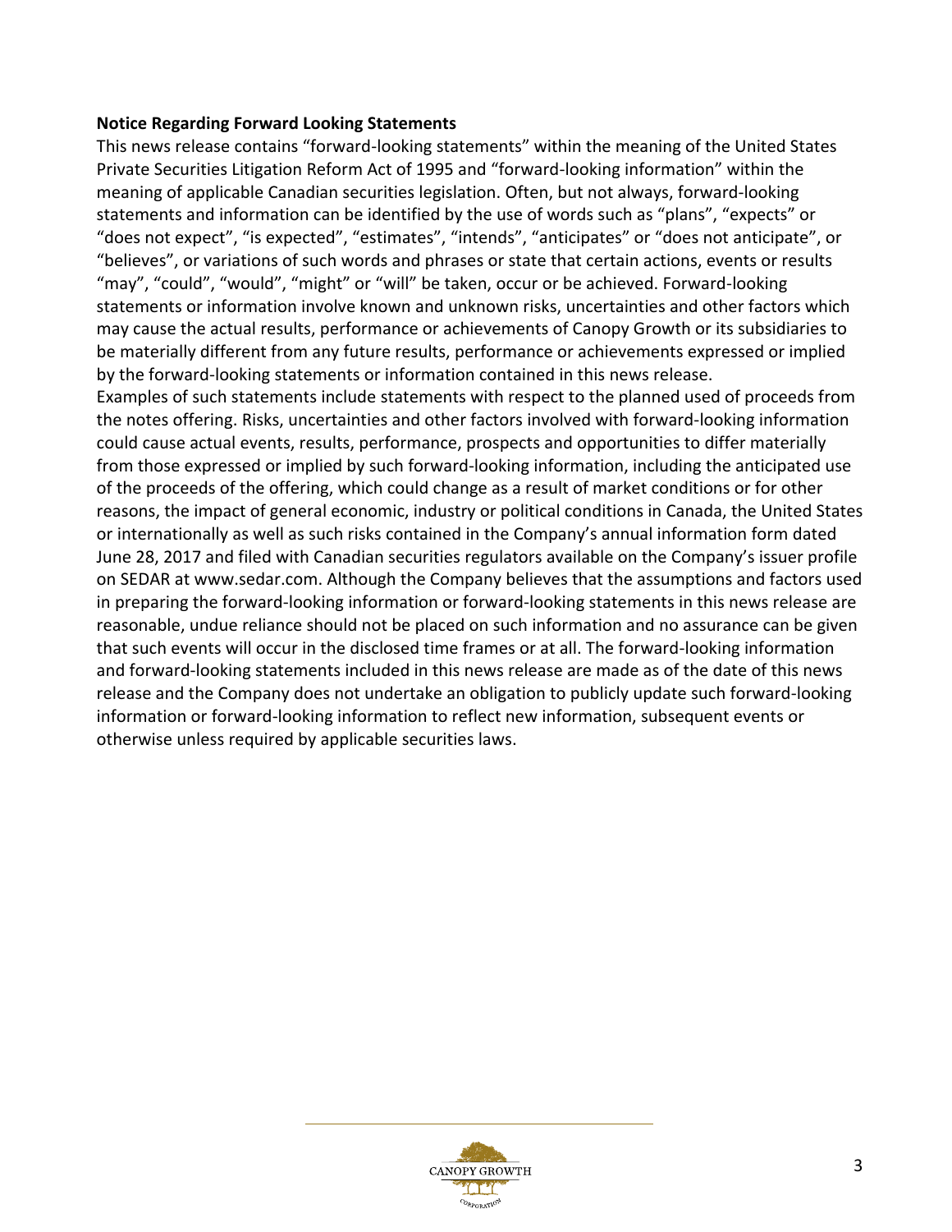**Notice Regarding Forward Looking Statements**

This news release contains "forward-looking statements" within the meaning of the United States Private Securities Litigation Reform Act of 1995 and "forward-looking information" within the meaning of applicable Canadian securities legislation. Often, but not always, forward-looking statements and information can be identified by the use of words such as "plans", "expects" or "does not expect", "is expected", "estimates", "intends", "anticipates" or "does not anticipate", or "believes", or variations of such words and phrases or state that certain actions, events or results "may", "could", "would", "might" or "will" be taken, occur or be achieved. Forward-looking statements or information involve known and unknown risks, uncertainties and other factors which may cause the actual results, performance or achievements of Canopy Growth or its subsidiaries to be materially different from any future results, performance or achievements expressed or implied by the forward-looking statements or information contained in this news release.

Examples of such statements include statements with respect to the planned used of proceeds from the notes offering. Risks, uncertainties and other factors involved with forward-looking information could cause actual events, results, performance, prospects and opportunities to differ materially from those expressed or implied by such forward-looking information, including the anticipated use of the proceeds of the offering, which could change as a result of market conditions or for other reasons, the impact of general economic, industry or political conditions in Canada, the United States or internationally as well as such risks contained in the Company's annual information form dated June 28, 2017 and filed with Canadian securities regulators available on the Company's issuer profile on SEDAR at www.sedar.com. Although the Company believes that the assumptions and factors used in preparing the forward-looking information or forward-looking statements in this news release are reasonable, undue reliance should not be placed on such information and no assurance can be given that such events will occur in the disclosed time frames or at all. The forward-looking information and forward-looking statements included in this news release are made as of the date of this news release and the Company does not undertake an obligation to publicly update such forward-looking information or forward-looking information to reflect new information, subsequent events or otherwise unless required by applicable securities laws.